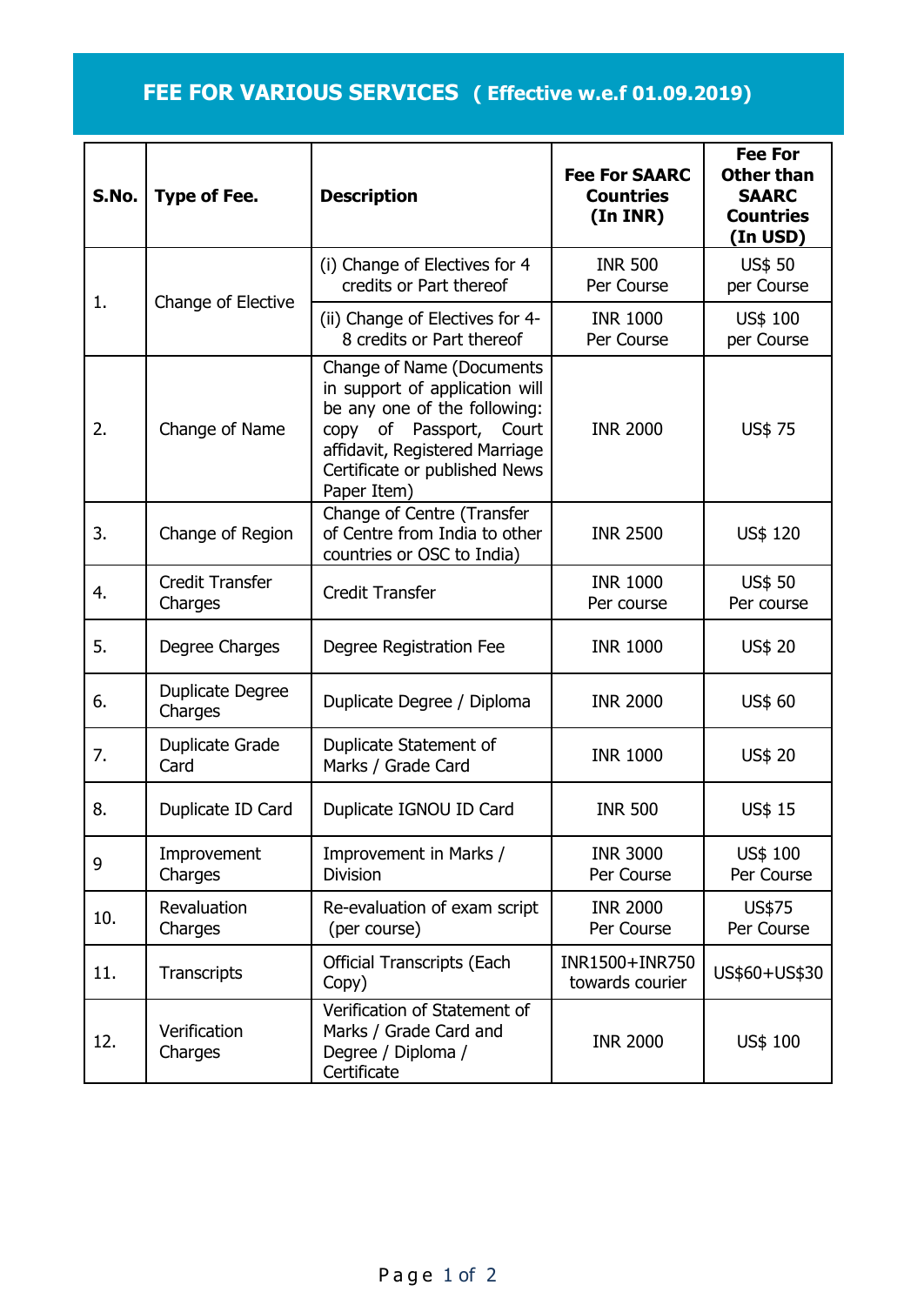# FEE FOR VARIOUS SERVICES ( Effective w.e.f 01.09.2019)

| S.No. | Type of Fee. | Description | Fee For SAARC Countries (In INR) | Fee For Other than SAARC Countries (In USD) |
|---|---|---|---|---|
| 1. | Change of Elective | (i) Change of Electives for 4 credits or Part thereof | INR 500 Per Course | US$ 50 per Course |
| | | (ii) Change of Electives for 4-8 credits or Part thereof | INR 1000 Per Course | US$ 100 per Course |
| 2. | Change of Name | Change of Name (Documents in support of application will be any one of the following: copy of Passport, Court affidavit, Registered Marriage Certificate or published News Paper Item) | INR 2000 | US$ 75 |
| 3. | Change of Region | Change of Centre (Transfer of Centre from India to other countries or OSC to India) | INR 2500 | US$ 120 |
| 4. | Credit Transfer Charges | Credit Transfer | INR 1000 Per course | US$ 50 Per course |
| 5. | Degree Charges | Degree Registration Fee | INR 1000 | US$ 20 |
| 6. | Duplicate Degree Charges | Duplicate Degree / Diploma | INR 2000 | US$ 60 |
| 7. | Duplicate Grade Card | Duplicate Statement of Marks / Grade Card | INR 1000 | US$ 20 |
| 8. | Duplicate ID Card | Duplicate IGNOU ID Card | INR 500 | US$ 15 |
| 9 | Improvement Charges | Improvement in Marks / Division | INR 3000 Per Course | US$ 100 Per Course |
| 10. | Revaluation Charges | Re-evaluation of exam script (per course) | INR 2000 Per Course | US$75 Per Course |
| 11. | Transcripts | Official Transcripts (Each Copy) | INR1500+INR750 towards courier | US$60+US$30 |
| 12. | Verification Charges | Verification of Statement of Marks / Grade Card and Degree / Diploma / Certificate | INR 2000 | US$ 100 |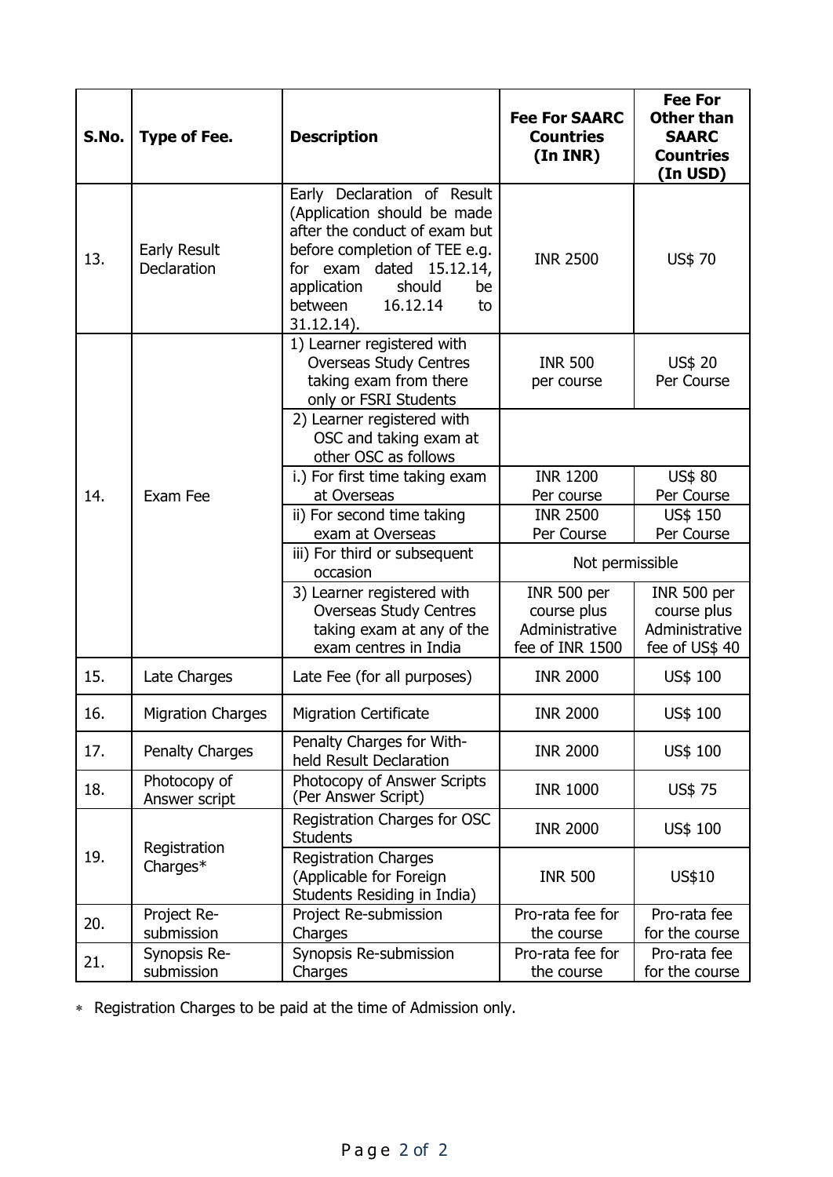| S.No. | Type of Fee. | Description | Fee For SAARC Countries (In INR) | Fee For Other than SAARC Countries (In USD) |
|---|---|---|---|---|
| 13. | Early Result Declaration | Early Declaration of Result (Application should be made after the conduct of exam but before completion of TEE e.g. for exam dated 15.12.14, application should be between 16.12.14 to 31.12.14). | INR 2500 | US$ 70 |
| 14. | Exam Fee | 1) Learner registered with Overseas Study Centres taking exam from there only or FSRI Students | INR 500 per course | US$ 20 Per Course |
| | | 2) Learner registered with OSC and taking exam at other OSC as follows | | |
| | | i.) For first time taking exam at Overseas | INR 1200 Per course | US$ 80 Per Course |
| | | ii) For second time taking exam at Overseas | INR 2500 Per Course | US$ 150 Per Course |
| | | iii) For third or subsequent occasion | Not permissible | |
| | | 3) Learner registered with Overseas Study Centres taking exam at any of the exam centres in India | INR 500 per course plus Administrative fee of INR 1500 | INR 500 per course plus Administrative fee of US$ 40 |
| 15. | Late Charges | Late Fee (for all purposes) | INR 2000 | US$ 100 |
| 16. | Migration Charges | Migration Certificate | INR 2000 | US$ 100 |
| 17. | Penalty Charges | Penalty Charges for With-held Result Declaration | INR 2000 | US$ 100 |
| 18. | Photocopy of Answer script | Photocopy of Answer Scripts (Per Answer Script) | INR 1000 | US$ 75 |
| 19. | Registration Charges* | Registration Charges for OSC Students | INR 2000 | US$ 100 |
| | | Registration Charges (Applicable for Foreign Students Residing in India) | INR 500 | US$10 |
| 20. | Project Re-submission | Project Re-submission Charges | Pro-rata fee for the course | Pro-rata fee for the course |
| 21. | Synopsis Re-submission | Synopsis Re-submission Charges | Pro-rata fee for the course | Pro-rata fee for the course |

* Registration Charges to be paid at the time of Admission only.